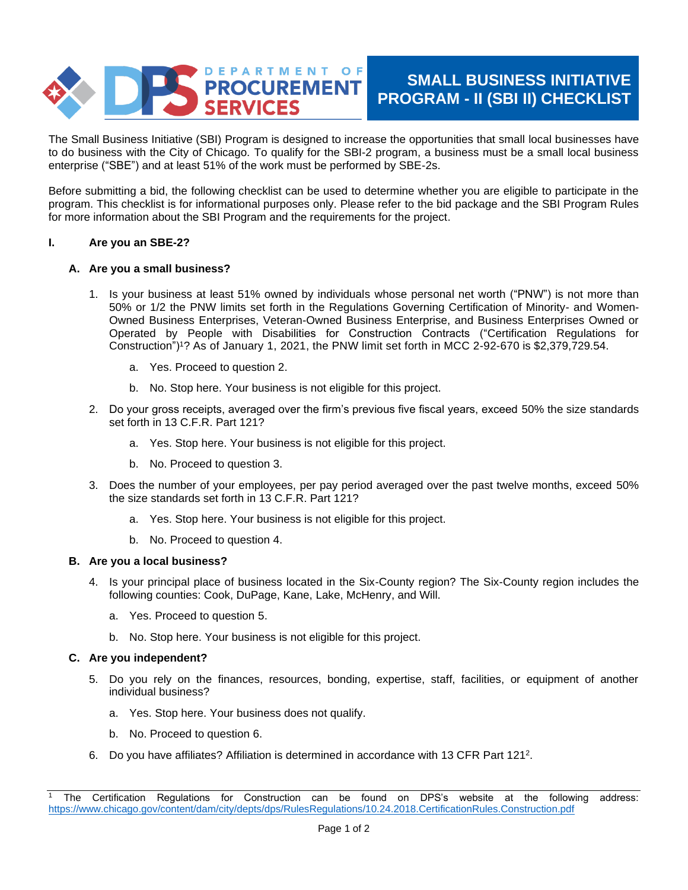# SMALL BUSINESS INITIATIVE PROGRAM - II (SBI II) CHECKLIST

The Small Business Initiative (SBI) Program is designed to increase the opportunities that small local businesses have to do business with the City of Chicago. To qualify for the SBI-2 program, a business must be a small local business enterprise ("SBE") and at least 51% of the work must be performed by SBE-2s.

Before submitting a bid, the following checklist can be used to determine whether you are eligible to participate in the program. This checklist is for informational purposes only. Please refer to the bid package and the SBI Program Rules for more information about the SBI Program and the requirements for the project.

## I. Are you an SBE-2?

### A. Are you a small business?

1. Is your business at least 51% owned by individuals whose personal net worth ("PNW") is not more than 50% or 1/2 the PNW limits set forth in the Regulations Governing Certification of Minority- and Women-Owned Business Enterprises, Veteran-Owned Business Enterprise, and Business Enterprises Owned or Operated by People with Disabilities for Construction Contracts ("Certification Regulations for Construction")[1]? As of January 1, 2021, the PNW limit set forth in MCC 2-92-670 is $2,379,729.54.
   a. Yes. Proceed to question 2.
   b. No. Stop here. Your business is not eligible for this project.
2. Do your gross receipts, averaged over the firm's previous five fiscal years, exceed 50% the size standards set forth in 13 C.F.R. Part 121?
   a. Yes. Stop here. Your business is not eligible for this project.
   b. No. Proceed to question 3.
3. Does the number of your employees, per pay period averaged over the past twelve months, exceed 50% the size standards set forth in 13 C.F.R. Part 121?
   a. Yes. Stop here. Your business is not eligible for this project.
   b. No. Proceed to question 4.

### B. Are you a local business?

4. Is your principal place of business located in the Six-County region? The Six-County region includes the following counties: Cook, DuPage, Kane, Lake, McHenry, and Will.
   a. Yes. Proceed to question 5.
   b. No. Stop here. Your business is not eligible for this project.

### C. Are you independent?

5. Do you rely on the finances, resources, bonding, expertise, staff, facilities, or equipment of another individual business?
   a. Yes. Stop here. Your business does not qualify.
   b. No. Proceed to question 6.
6. Do you have affiliates? Affiliation is determined in accordance with 13 CFR Part 121[2].

---

[1] The Certification Regulations for Construction can be found on DPS's website at the following address: https://www.chicago.gov/content/dam/city/depts/dps/RulesRegulations/10.24.2018.CertificationRules.Construction.pdf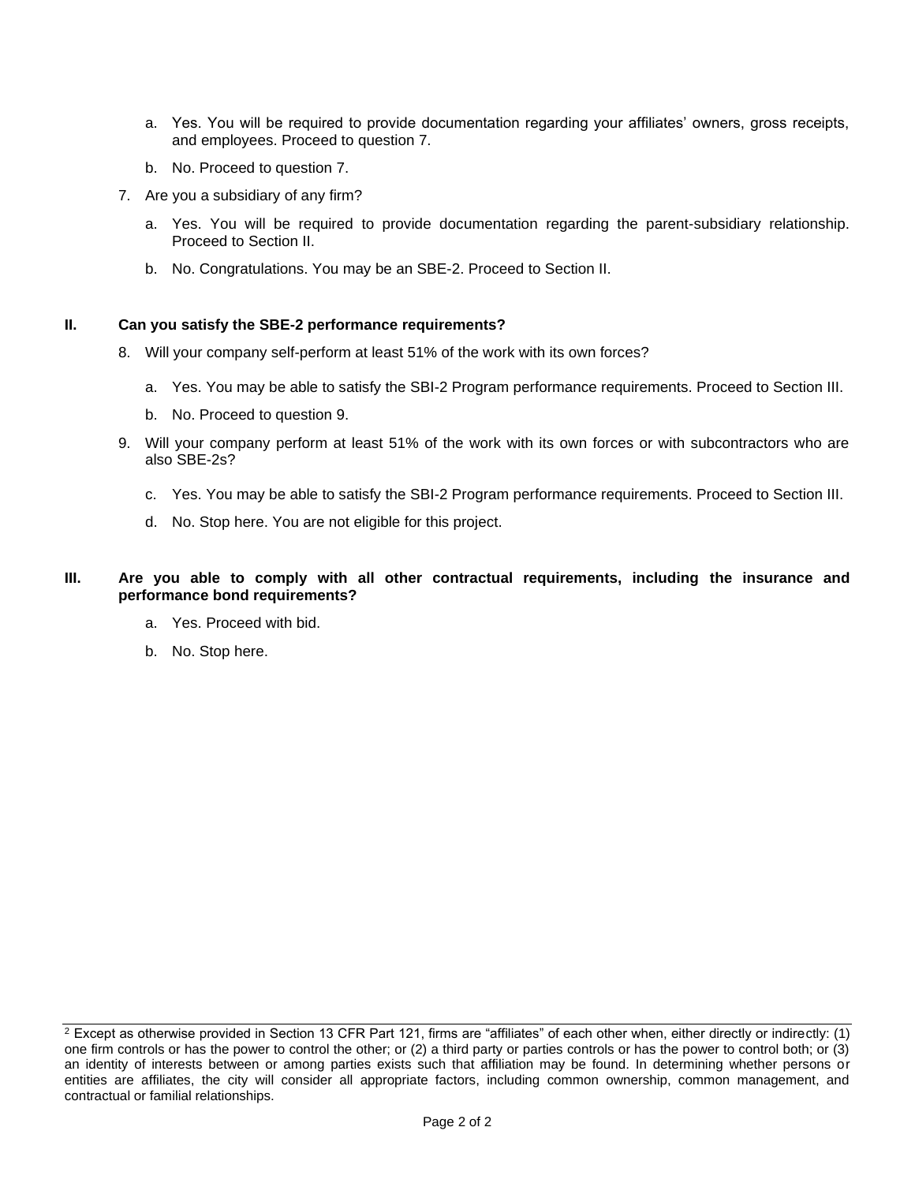a. Yes. You will be required to provide documentation regarding your affiliates' owners, gross receipts, and employees. Proceed to question 7.

   b. No. Proceed to question 7.

7. Are you a subsidiary of any firm?

   a. Yes. You will be required to provide documentation regarding the parent-subsidiary relationship. Proceed to Section II.

   b. No. Congratulations. You may be an SBE-2. Proceed to Section II.

## II. Can you satisfy the SBE-2 performance requirements?

8. Will your company self-perform at least 51% of the work with its own forces?

   a. Yes. You may be able to satisfy the SBI-2 Program performance requirements. Proceed to Section III.

   b. No. Proceed to question 9.

9. Will your company perform at least 51% of the work with its own forces or with subcontractors who are also SBE-2s?

   c. Yes. You may be able to satisfy the SBI-2 Program performance requirements. Proceed to Section III.

   d. No. Stop here. You are not eligible for this project.

## III. Are you able to comply with all other contractual requirements, including the insurance and performance bond requirements?

   a. Yes. Proceed with bid.

   b. No. Stop here.

---

[2] Except as otherwise provided in Section 13 CFR Part 121, firms are "affiliates" of each other when, either directly or indirectly: (1) one firm controls or has the power to control the other; or (2) a third party or parties controls or has the power to control both; or (3) an identity of interests between or among parties exists such that affiliation may be found. In determining whether persons or entities are affiliates, the city will consider all appropriate factors, including common ownership, common management, and contractual or familial relationships.